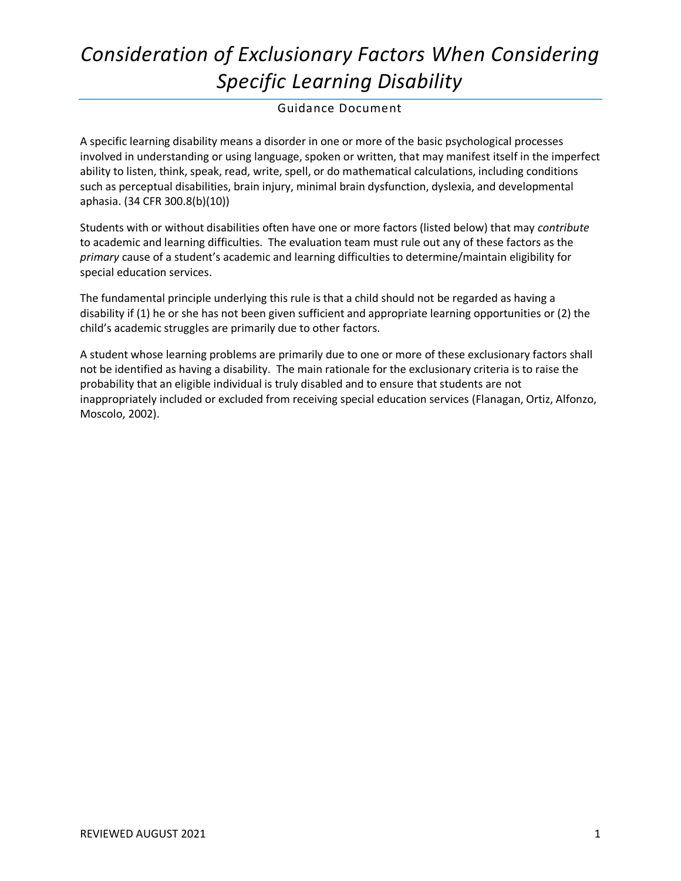# *Consideration of Exclusionary Factors When Considering Specific Learning Disability*

Guidance Document

A specific learning disability means a disorder in one or more of the basic psychological processes involved in understanding or using language, spoken or written, that may manifest itself in the imperfect ability to listen, think, speak, read, write, spell, or do mathematical calculations, including conditions such as perceptual disabilities, brain injury, minimal brain dysfunction, dyslexia, and developmental aphasia. (34 CFR 300.8(b)(10))

Students with or without disabilities often have one or more factors (listed below) that may *contribute* to academic and learning difficulties. The evaluation team must rule out any of these factors as the *primary* cause of a student's academic and learning difficulties to determine/maintain eligibility for special education services.

The fundamental principle underlying this rule is that a child should not be regarded as having a disability if (1) he or she has not been given sufficient and appropriate learning opportunities or (2) the child's academic struggles are primarily due to other factors.

A student whose learning problems are primarily due to one or more of these exclusionary factors shall not be identified as having a disability. The main rationale for the exclusionary criteria is to raise the probability that an eligible individual is truly disabled and to ensure that students are not inappropriately included or excluded from receiving special education services (Flanagan, Ortiz, Alfonzo, Moscolo, 2002).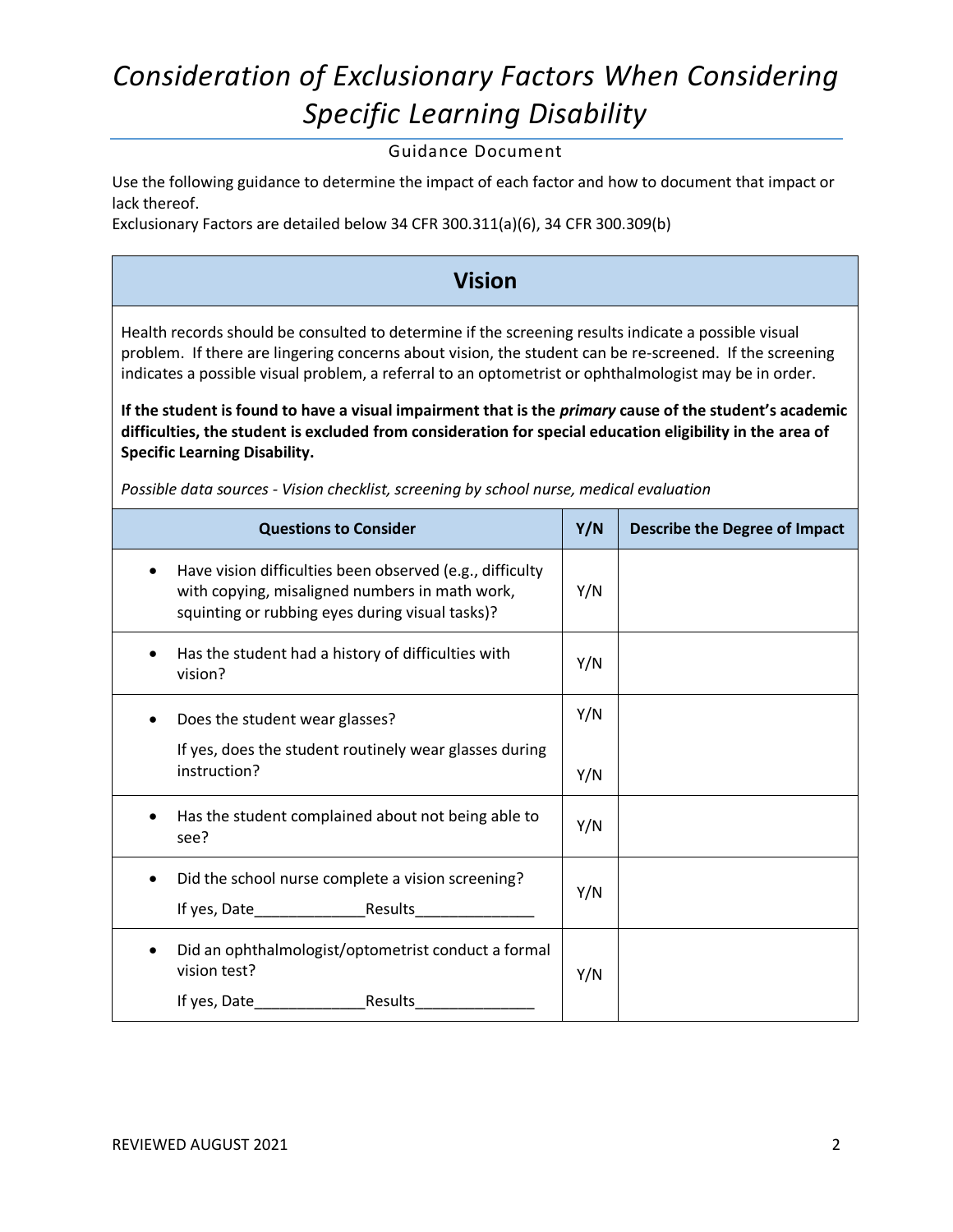# *Consideration of Exclusionary Factors When Considering Specific Learning Disability*

Guidance Document

Use the following guidance to determine the impact of each factor and how to document that impact or lack thereof.

Exclusionary Factors are detailed below 34 CFR 300.311(a)(6), 34 CFR 300.309(b)

## Vision

Health records should be consulted to determine if the screening results indicate a possible visual problem. If there are lingering concerns about vision, the student can be re-screened. If the screening indicates a possible visual problem, a referral to an optometrist or ophthalmologist may be in order.

**If the student is found to have a visual impairment that is the *primary* cause of the student's academic difficulties, the student is excluded from consideration for special education eligibility in the area of Specific Learning Disability.**

*Possible data sources - Vision checklist, screening by school nurse, medical evaluation*

| Questions to Consider | Y/N | Describe the Degree of Impact |
|---|---|---|
| • Have vision difficulties been observed (e.g., difficulty with copying, misaligned numbers in math work, squinting or rubbing eyes during visual tasks)? | Y/N | |
| • Has the student had a history of difficulties with vision? | Y/N | |
| • Does the student wear glasses?<br>If yes, does the student routinely wear glasses during instruction? | Y/N<br><br>Y/N | |
| • Has the student complained about not being able to see? | Y/N | |
| • Did the school nurse complete a vision screening?<br>If yes, Date_____________Results______________ | Y/N | |
| • Did an ophthalmologist/optometrist conduct a formal vision test?<br>If yes, Date_____________Results______________ | Y/N | |

REVIEWED AUGUST 2021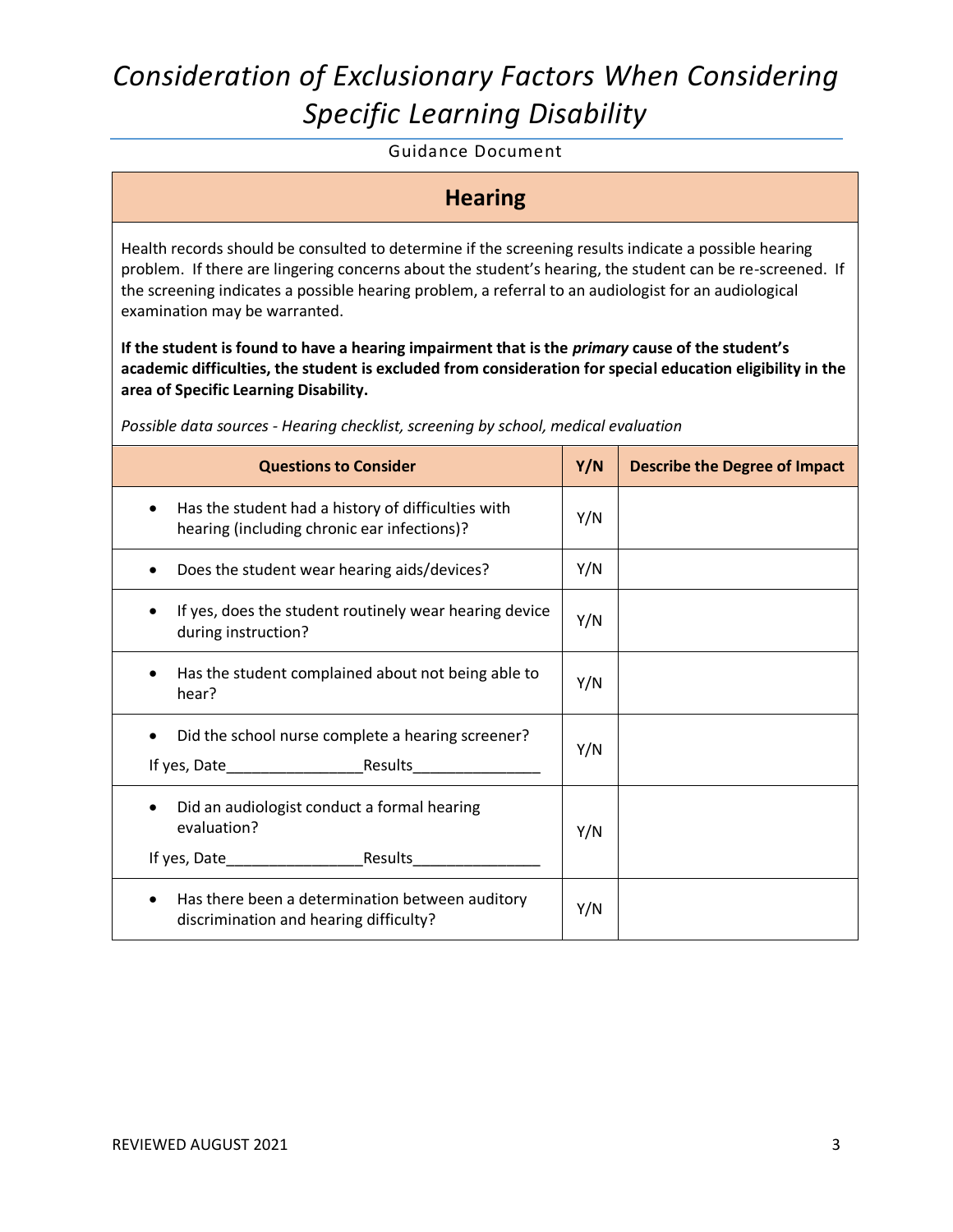# Consideration of Exclusionary Factors When Considering Specific Learning Disability

Guidance Document

## Hearing

Health records should be consulted to determine if the screening results indicate a possible hearing problem. If there are lingering concerns about the student's hearing, the student can be re-screened. If the screening indicates a possible hearing problem, a referral to an audiologist for an audiological examination may be warranted.

**If the student is found to have a hearing impairment that is the *primary* cause of the student's academic difficulties, the student is excluded from consideration for special education eligibility in the area of Specific Learning Disability.**

*Possible data sources - Hearing checklist, screening by school, medical evaluation*

| Questions to Consider | Y/N | Describe the Degree of Impact |
|---|---|---|
| • Has the student had a history of difficulties with hearing (including chronic ear infections)? | Y/N | |
| • Does the student wear hearing aids/devices? | Y/N | |
| • If yes, does the student routinely wear hearing device during instruction? | Y/N | |
| • Has the student complained about not being able to hear? | Y/N | |
| • Did the school nurse complete a hearing screener? <br> If yes, Date________________Results_______________ | Y/N | |
| • Did an audiologist conduct a formal hearing evaluation? <br> If yes, Date________________Results_______________ | Y/N | |
| • Has there been a determination between auditory discrimination and hearing difficulty? | Y/N | |

REVIEWED AUGUST 2021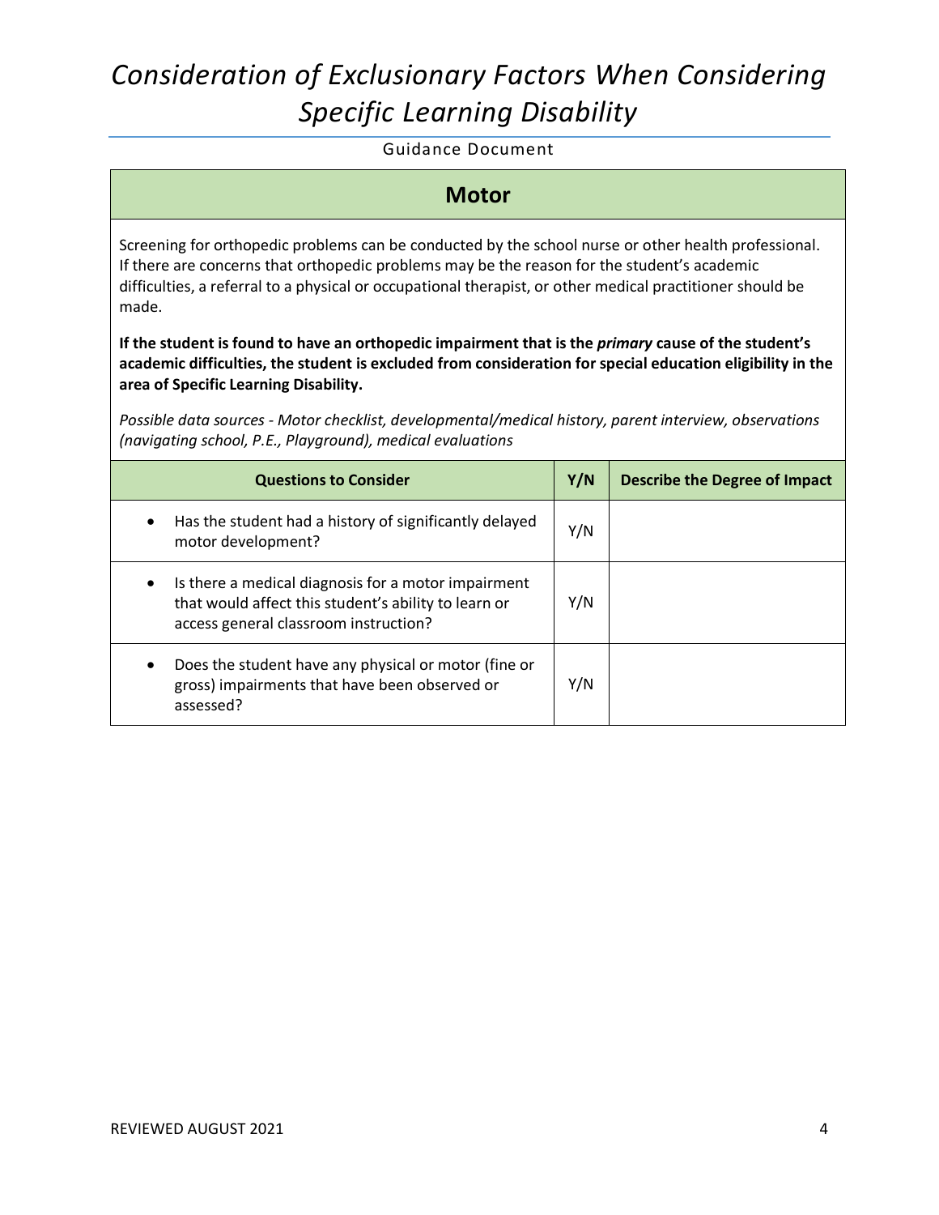# *Consideration of Exclusionary Factors When Considering Specific Learning Disability*

Guidance Document

## Motor

Screening for orthopedic problems can be conducted by the school nurse or other health professional. If there are concerns that orthopedic problems may be the reason for the student's academic difficulties, a referral to a physical or occupational therapist, or other medical practitioner should be made.

**If the student is found to have an orthopedic impairment that is the *primary* cause of the student's academic difficulties, the student is excluded from consideration for special education eligibility in the area of Specific Learning Disability.**

*Possible data sources - Motor checklist, developmental/medical history, parent interview, observations (navigating school, P.E., Playground), medical evaluations*

| Questions to Consider | Y/N | Describe the Degree of Impact |
|---|---|---|
| • Has the student had a history of significantly delayed motor development? | Y/N | |
| • Is there a medical diagnosis for a motor impairment that would affect this student's ability to learn or access general classroom instruction? | Y/N | |
| • Does the student have any physical or motor (fine or gross) impairments that have been observed or assessed? | Y/N | |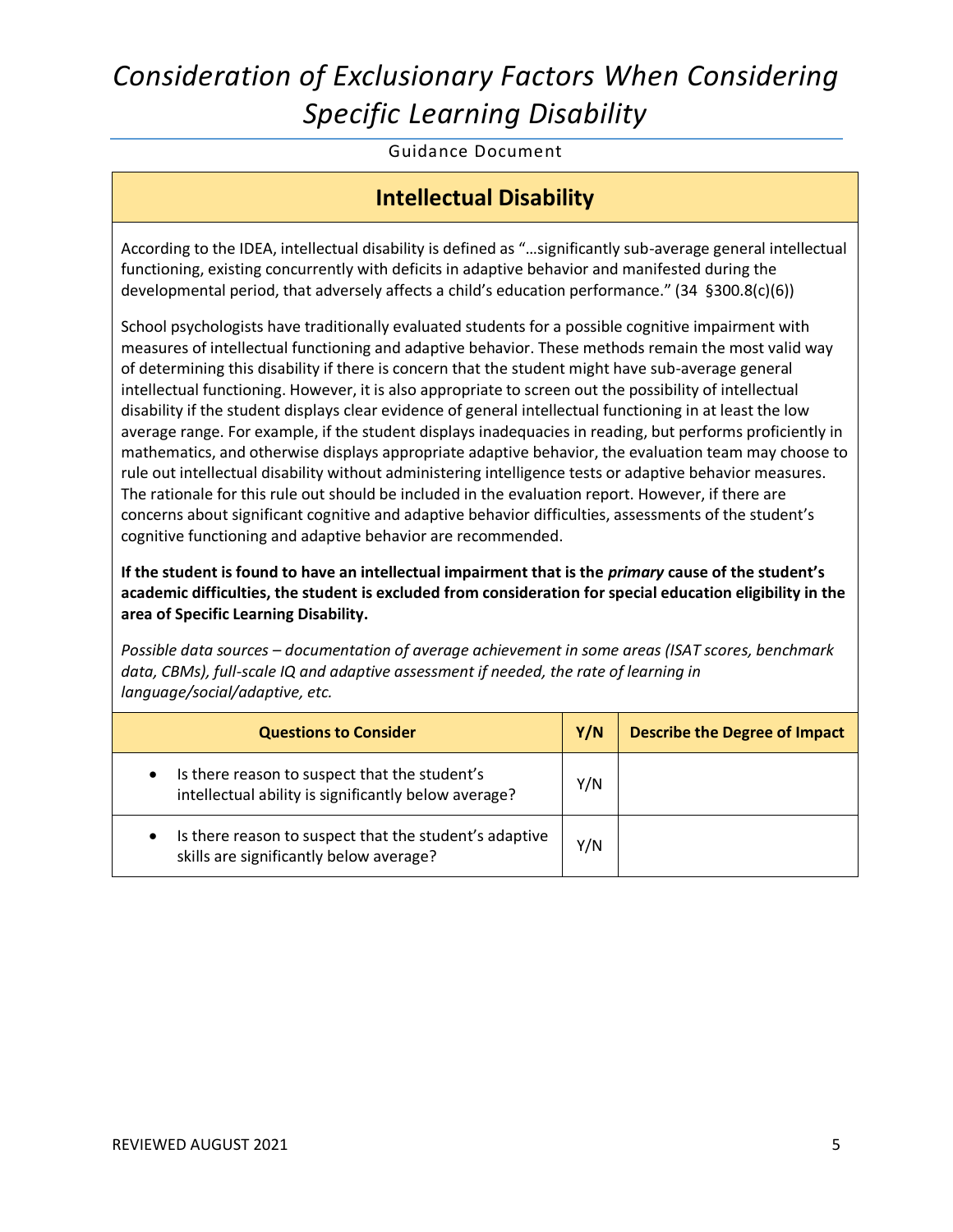# *Consideration of Exclusionary Factors When Considering Specific Learning Disability*

Guidance Document

## Intellectual Disability

According to the IDEA, intellectual disability is defined as "…significantly sub-average general intellectual functioning, existing concurrently with deficits in adaptive behavior and manifested during the developmental period, that adversely affects a child's education performance." (34 §300.8(c)(6))

School psychologists have traditionally evaluated students for a possible cognitive impairment with measures of intellectual functioning and adaptive behavior. These methods remain the most valid way of determining this disability if there is concern that the student might have sub-average general intellectual functioning. However, it is also appropriate to screen out the possibility of intellectual disability if the student displays clear evidence of general intellectual functioning in at least the low average range. For example, if the student displays inadequacies in reading, but performs proficiently in mathematics, and otherwise displays appropriate adaptive behavior, the evaluation team may choose to rule out intellectual disability without administering intelligence tests or adaptive behavior measures. The rationale for this rule out should be included in the evaluation report. However, if there are concerns about significant cognitive and adaptive behavior difficulties, assessments of the student's cognitive functioning and adaptive behavior are recommended.

**If the student is found to have an intellectual impairment that is the *primary* cause of the student's academic difficulties, the student is excluded from consideration for special education eligibility in the area of Specific Learning Disability.**

*Possible data sources – documentation of average achievement in some areas (ISAT scores, benchmark data, CBMs), full-scale IQ and adaptive assessment if needed, the rate of learning in language/social/adaptive, etc.*

| Questions to Consider | Y/N | Describe the Degree of Impact |
|---|---|---|
| • Is there reason to suspect that the student's intellectual ability is significantly below average? | Y/N | |
| • Is there reason to suspect that the student's adaptive skills are significantly below average? | Y/N | |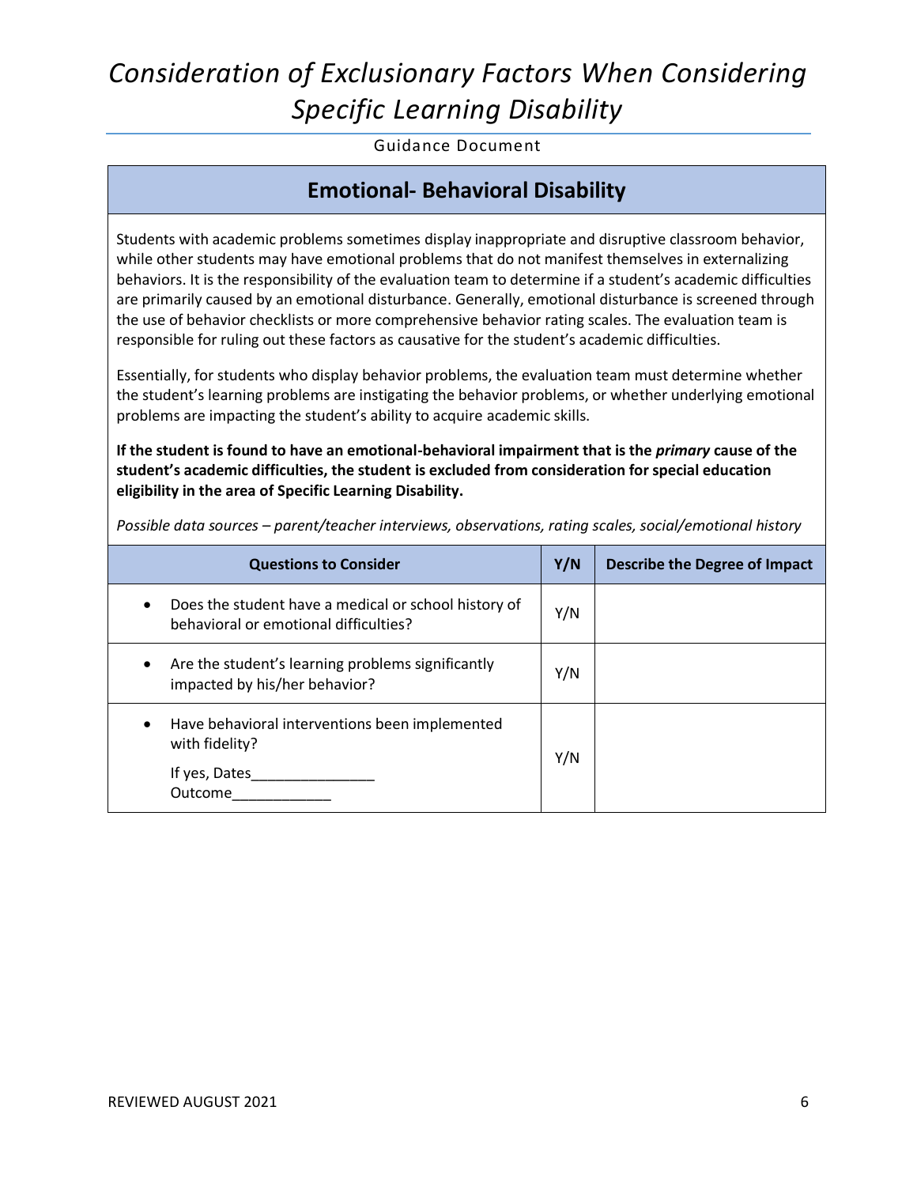# *Consideration of Exclusionary Factors When Considering Specific Learning Disability*

Guidance Document

## Emotional- Behavioral Disability

Students with academic problems sometimes display inappropriate and disruptive classroom behavior, while other students may have emotional problems that do not manifest themselves in externalizing behaviors. It is the responsibility of the evaluation team to determine if a student's academic difficulties are primarily caused by an emotional disturbance. Generally, emotional disturbance is screened through the use of behavior checklists or more comprehensive behavior rating scales. The evaluation team is responsible for ruling out these factors as causative for the student's academic difficulties.

Essentially, for students who display behavior problems, the evaluation team must determine whether the student's learning problems are instigating the behavior problems, or whether underlying emotional problems are impacting the student's ability to acquire academic skills.

**If the student is found to have an emotional-behavioral impairment that is the *primary* cause of the student's academic difficulties, the student is excluded from consideration for special education eligibility in the area of Specific Learning Disability.**

*Possible data sources – parent/teacher interviews, observations, rating scales, social/emotional history*

| Questions to Consider | Y/N | Describe the Degree of Impact |
|---|---|---|
| • Does the student have a medical or school history of behavioral or emotional difficulties? | Y/N | |
| • Are the student's learning problems significantly impacted by his/her behavior? | Y/N | |
| • Have behavioral interventions been implemented with fidelity?<br>If yes, Dates_______________<br>Outcome____________ | Y/N | |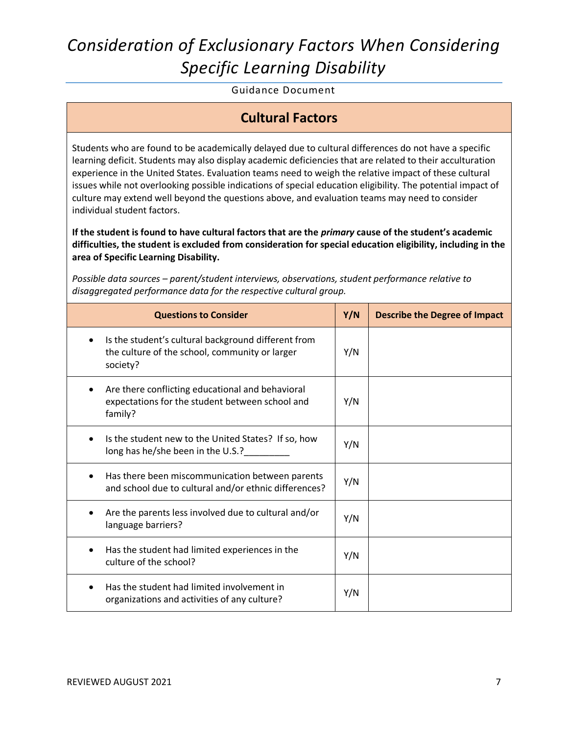# *Consideration of Exclusionary Factors When Considering Specific Learning Disability*

Guidance Document

## Cultural Factors

Students who are found to be academically delayed due to cultural differences do not have a specific learning deficit. Students may also display academic deficiencies that are related to their acculturation experience in the United States. Evaluation teams need to weigh the relative impact of these cultural issues while not overlooking possible indications of special education eligibility. The potential impact of culture may extend well beyond the questions above, and evaluation teams may need to consider individual student factors.

**If the student is found to have cultural factors that are the *primary* cause of the student's academic difficulties, the student is excluded from consideration for special education eligibility, including in the area of Specific Learning Disability.**

*Possible data sources – parent/student interviews, observations, student performance relative to disaggregated performance data for the respective cultural group.*

| Questions to Consider | Y/N | Describe the Degree of Impact |
|---|---|---|
| • Is the student's cultural background different from the culture of the school, community or larger society? | Y/N | |
| • Are there conflicting educational and behavioral expectations for the student between school and family? | Y/N | |
| • Is the student new to the United States? If so, how long has he/she been in the U.S.?_________ | Y/N | |
| • Has there been miscommunication between parents and school due to cultural and/or ethnic differences? | Y/N | |
| • Are the parents less involved due to cultural and/or language barriers? | Y/N | |
| • Has the student had limited experiences in the culture of the school? | Y/N | |
| • Has the student had limited involvement in organizations and activities of any culture? | Y/N | |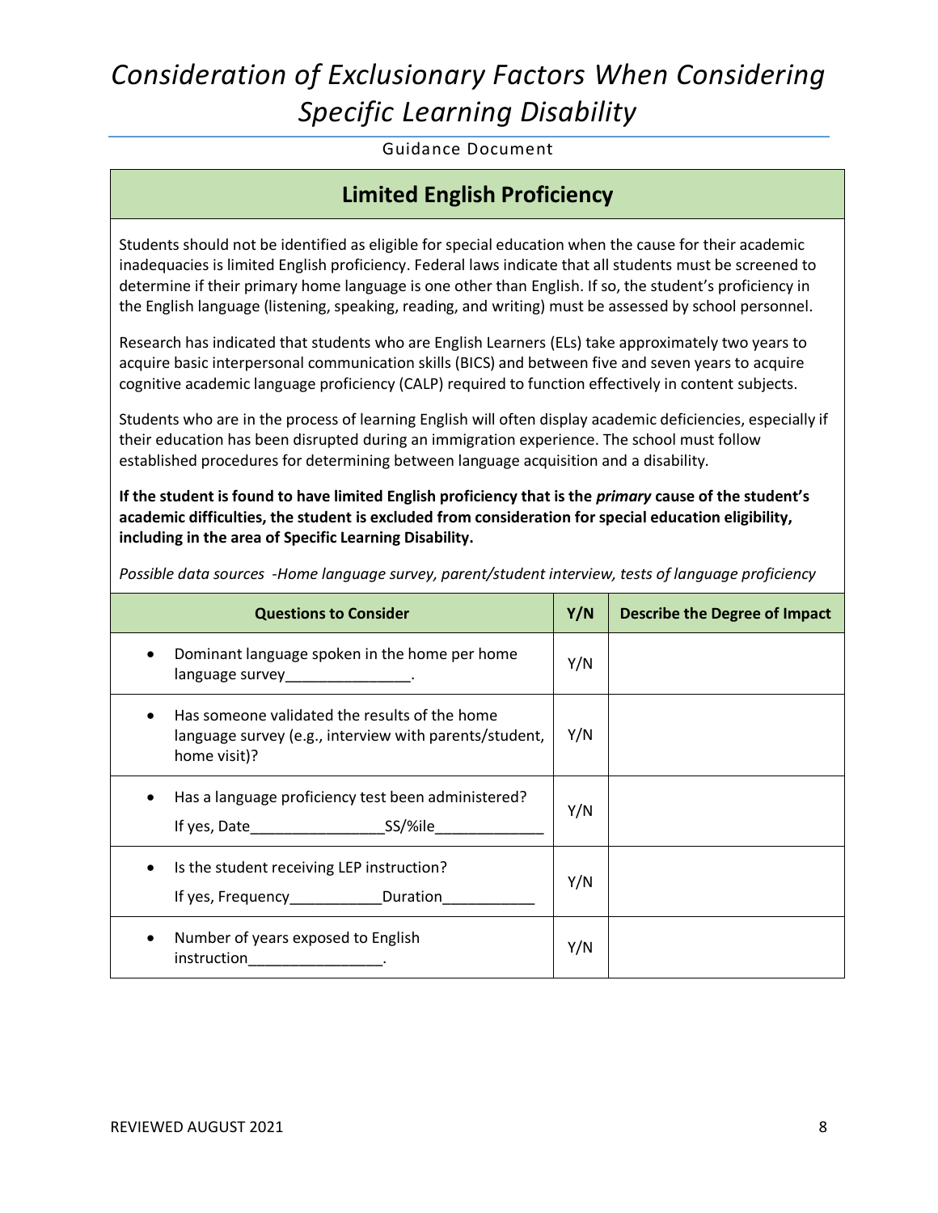# *Consideration of Exclusionary Factors When Considering Specific Learning Disability*

Guidance Document

## Limited English Proficiency

Students should not be identified as eligible for special education when the cause for their academic inadequacies is limited English proficiency. Federal laws indicate that all students must be screened to determine if their primary home language is one other than English. If so, the student's proficiency in the English language (listening, speaking, reading, and writing) must be assessed by school personnel.

Research has indicated that students who are English Learners (ELs) take approximately two years to acquire basic interpersonal communication skills (BICS) and between five and seven years to acquire cognitive academic language proficiency (CALP) required to function effectively in content subjects.

Students who are in the process of learning English will often display academic deficiencies, especially if their education has been disrupted during an immigration experience. The school must follow established procedures for determining between language acquisition and a disability.

**If the student is found to have limited English proficiency that is the *primary* cause of the student's academic difficulties, the student is excluded from consideration for special education eligibility, including in the area of Specific Learning Disability.**

*Possible data sources -Home language survey, parent/student interview, tests of language proficiency*

| Questions to Consider | Y/N | Describe the Degree of Impact |
|---|---|---|
| • Dominant language spoken in the home per home language survey_______________. | Y/N | |
| • Has someone validated the results of the home language survey (e.g., interview with parents/student, home visit)? | Y/N | |
| • Has a language proficiency test been administered? If yes, Date________________SS/%ile_____________ | Y/N | |
| • Is the student receiving LEP instruction? If yes, Frequency___________Duration___________ | Y/N | |
| • Number of years exposed to English instruction________________. | Y/N | |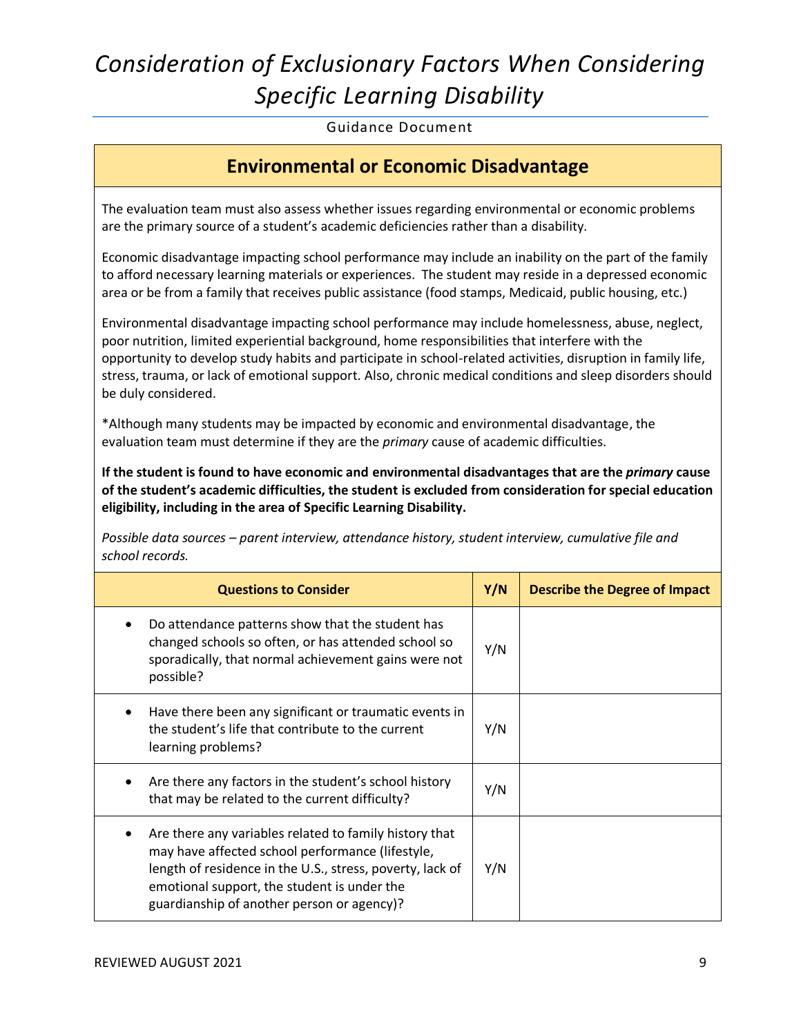# *Consideration of Exclusionary Factors When Considering Specific Learning Disability*

Guidance Document

## Environmental or Economic Disadvantage

The evaluation team must also assess whether issues regarding environmental or economic problems are the primary source of a student's academic deficiencies rather than a disability.

Economic disadvantage impacting school performance may include an inability on the part of the family to afford necessary learning materials or experiences. The student may reside in a depressed economic area or be from a family that receives public assistance (food stamps, Medicaid, public housing, etc.)

Environmental disadvantage impacting school performance may include homelessness, abuse, neglect, poor nutrition, limited experiential background, home responsibilities that interfere with the opportunity to develop study habits and participate in school-related activities, disruption in family life, stress, trauma, or lack of emotional support. Also, chronic medical conditions and sleep disorders should be duly considered.

*Although many students may be impacted by economic and environmental disadvantage, the evaluation team must determine if they are the *primary* cause of academic difficulties.

**If the student is found to have economic and environmental disadvantages that are the *primary* cause of the student's academic difficulties, the student is excluded from consideration for special education eligibility, including in the area of Specific Learning Disability.**

*Possible data sources – parent interview, attendance history, student interview, cumulative file and school records.*

| Questions to Consider | Y/N | Describe the Degree of Impact |
|---|---|---|
| • Do attendance patterns show that the student has changed schools so often, or has attended school so sporadically, that normal achievement gains were not possible? | Y/N | |
| • Have there been any significant or traumatic events in the student's life that contribute to the current learning problems? | Y/N | |
| • Are there any factors in the student's school history that may be related to the current difficulty? | Y/N | |
| • Are there any variables related to family history that may have affected school performance (lifestyle, length of residence in the U.S., stress, poverty, lack of emotional support, the student is under the guardianship of another person or agency)? | Y/N | |

REVIEWED AUGUST 2021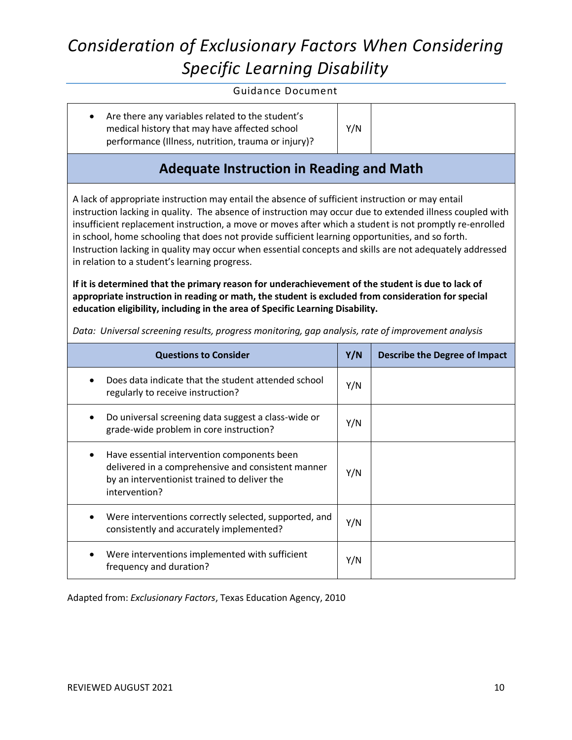| | | |
|---|---|---|
| • Are there any variables related to the student's medical history that may have affected school performance (Illness, nutrition, trauma or injury)? | Y/N | |

## Adequate Instruction in Reading and Math

A lack of appropriate instruction may entail the absence of sufficient instruction or may entail instruction lacking in quality. The absence of instruction may occur due to extended illness coupled with insufficient replacement instruction, a move or moves after which a student is not promptly re-enrolled in school, home schooling that does not provide sufficient learning opportunities, and so forth. Instruction lacking in quality may occur when essential concepts and skills are not adequately addressed in relation to a student's learning progress.

**If it is determined that the primary reason for underachievement of the student is due to lack of appropriate instruction in reading or math, the student is excluded from consideration for special education eligibility, including in the area of Specific Learning Disability.**

*Data: Universal screening results, progress monitoring, gap analysis, rate of improvement analysis*

| Questions to Consider | Y/N | Describe the Degree of Impact |
|---|---|---|
| • Does data indicate that the student attended school regularly to receive instruction? | Y/N | |
| • Do universal screening data suggest a class-wide or grade-wide problem in core instruction? | Y/N | |
| • Have essential intervention components been delivered in a comprehensive and consistent manner by an interventionist trained to deliver the intervention? | Y/N | |
| • Were interventions correctly selected, supported, and consistently and accurately implemented? | Y/N | |
| • Were interventions implemented with sufficient frequency and duration? | Y/N | |

Adapted from: *Exclusionary Factors*, Texas Education Agency, 2010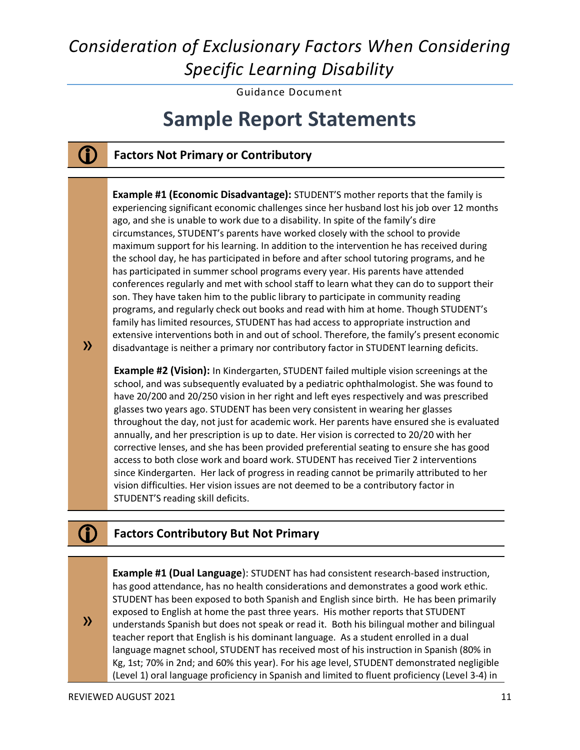# *Consideration of Exclusionary Factors When Considering Specific Learning Disability*

Guidance Document

## Sample Report Statements

### Factors Not Primary or Contributory

**Example #1 (Economic Disadvantage):** STUDENT'S mother reports that the family is experiencing significant economic challenges since her husband lost his job over 12 months ago, and she is unable to work due to a disability. In spite of the family's dire circumstances, STUDENT's parents have worked closely with the school to provide maximum support for his learning. In addition to the intervention he has received during the school day, he has participated in before and after school tutoring programs, and he has participated in summer school programs every year. His parents have attended conferences regularly and met with school staff to learn what they can do to support their son. They have taken him to the public library to participate in community reading programs, and regularly check out books and read with him at home. Though STUDENT's family has limited resources, STUDENT has had access to appropriate instruction and extensive interventions both in and out of school. Therefore, the family's present economic disadvantage is neither a primary nor contributory factor in STUDENT learning deficits.

**Example #2 (Vision):** In Kindergarten, STUDENT failed multiple vision screenings at the school, and was subsequently evaluated by a pediatric ophthalmologist. She was found to have 20/200 and 20/250 vision in her right and left eyes respectively and was prescribed glasses two years ago. STUDENT has been very consistent in wearing her glasses throughout the day, not just for academic work. Her parents have ensured she is evaluated annually, and her prescription is up to date. Her vision is corrected to 20/20 with her corrective lenses, and she has been provided preferential seating to ensure she has good access to both close work and board work. STUDENT has received Tier 2 interventions since Kindergarten. Her lack of progress in reading cannot be primarily attributed to her vision difficulties. Her vision issues are not deemed to be a contributory factor in STUDENT'S reading skill deficits.

### Factors Contributory But Not Primary

**Example #1 (Dual Language)**: STUDENT has had consistent research-based instruction, has good attendance, has no health considerations and demonstrates a good work ethic. STUDENT has been exposed to both Spanish and English since birth. He has been primarily exposed to English at home the past three years. His mother reports that STUDENT understands Spanish but does not speak or read it. Both his bilingual mother and bilingual teacher report that English is his dominant language. As a student enrolled in a dual language magnet school, STUDENT has received most of his instruction in Spanish (80% in Kg, 1st; 70% in 2nd; and 60% this year). For his age level, STUDENT demonstrated negligible (Level 1) oral language proficiency in Spanish and limited to fluent proficiency (Level 3-4) in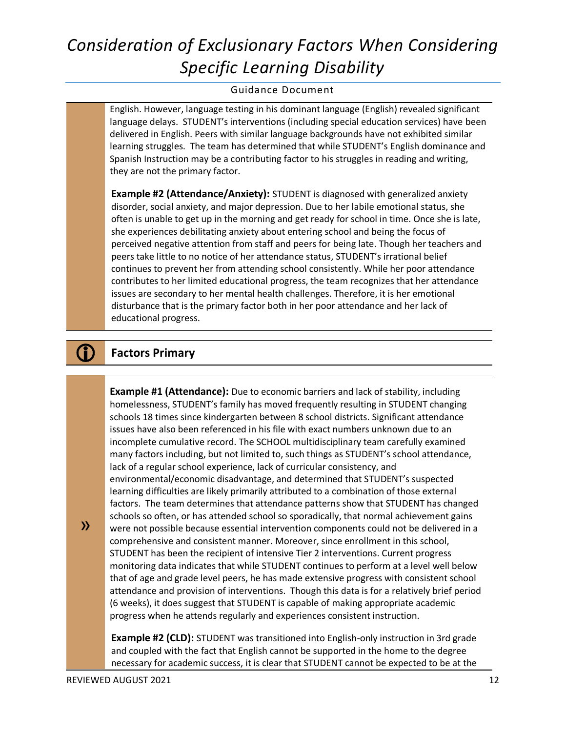English. However, language testing in his dominant language (English) revealed significant language delays. STUDENT's interventions (including special education services) have been delivered in English. Peers with similar language backgrounds have not exhibited similar learning struggles. The team has determined that while STUDENT's English dominance and Spanish Instruction may be a contributing factor to his struggles in reading and writing, they are not the primary factor.

**Example #2 (Attendance/Anxiety):** STUDENT is diagnosed with generalized anxiety disorder, social anxiety, and major depression. Due to her labile emotional status, she often is unable to get up in the morning and get ready for school in time. Once she is late, she experiences debilitating anxiety about entering school and being the focus of perceived negative attention from staff and peers for being late. Though her teachers and peers take little to no notice of her attendance status, STUDENT's irrational belief continues to prevent her from attending school consistently. While her poor attendance contributes to her limited educational progress, the team recognizes that her attendance issues are secondary to her mental health challenges. Therefore, it is her emotional disturbance that is the primary factor both in her poor attendance and her lack of educational progress.

## Factors Primary

**Example #1 (Attendance):** Due to economic barriers and lack of stability, including homelessness, STUDENT's family has moved frequently resulting in STUDENT changing schools 18 times since kindergarten between 8 school districts. Significant attendance issues have also been referenced in his file with exact numbers unknown due to an incomplete cumulative record. The SCHOOL multidisciplinary team carefully examined many factors including, but not limited to, such things as STUDENT's school attendance, lack of a regular school experience, lack of curricular consistency, and environmental/economic disadvantage, and determined that STUDENT's suspected learning difficulties are likely primarily attributed to a combination of those external factors. The team determines that attendance patterns show that STUDENT has changed schools so often, or has attended school so sporadically, that normal achievement gains were not possible because essential intervention components could not be delivered in a comprehensive and consistent manner. Moreover, since enrollment in this school, STUDENT has been the recipient of intensive Tier 2 interventions. Current progress monitoring data indicates that while STUDENT continues to perform at a level well below that of age and grade level peers, he has made extensive progress with consistent school attendance and provision of interventions. Though this data is for a relatively brief period (6 weeks), it does suggest that STUDENT is capable of making appropriate academic progress when he attends regularly and experiences consistent instruction.

**Example #2 (CLD):** STUDENT was transitioned into English-only instruction in 3rd grade and coupled with the fact that English cannot be supported in the home to the degree necessary for academic success, it is clear that STUDENT cannot be expected to be at the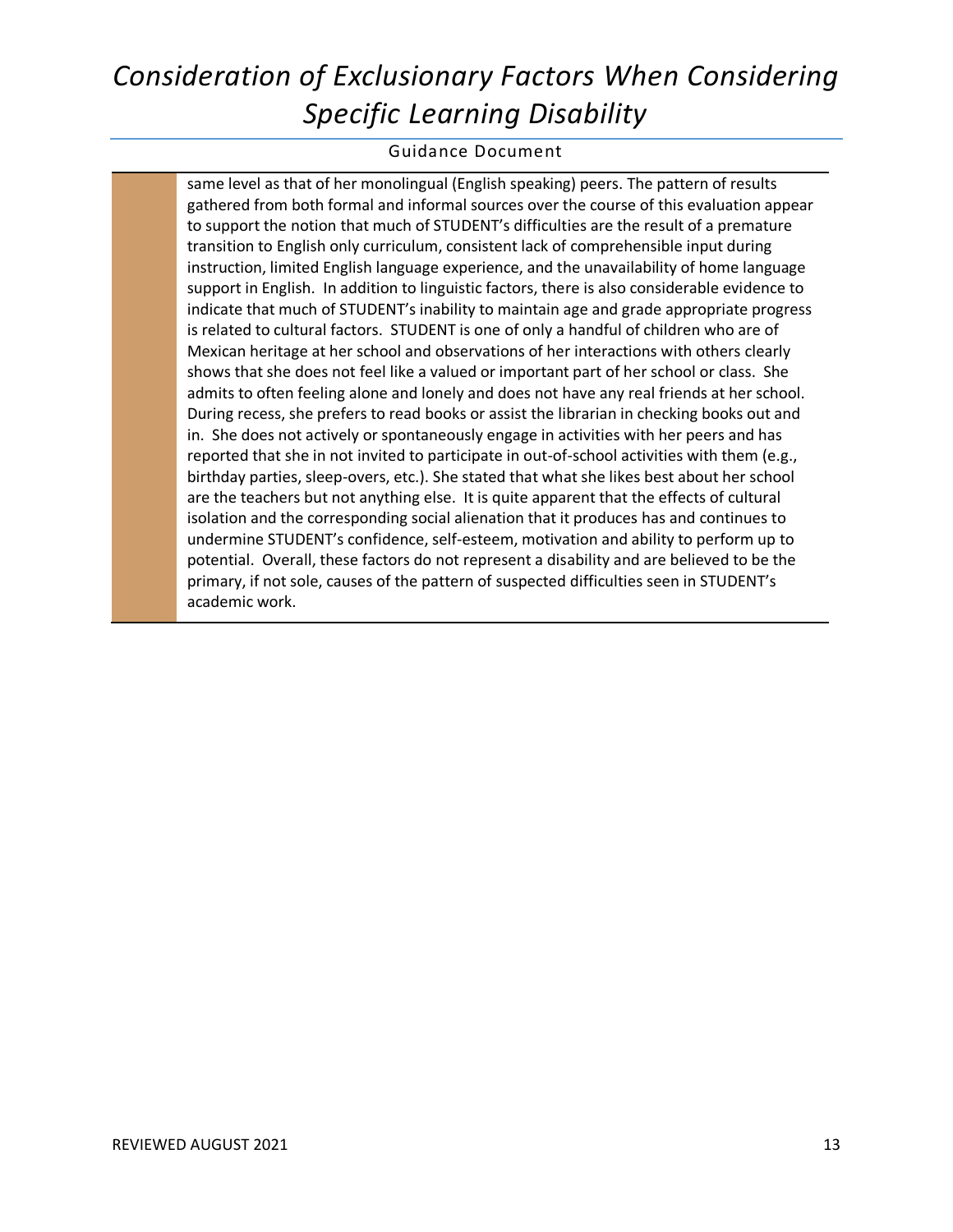same level as that of her monolingual (English speaking) peers. The pattern of results gathered from both formal and informal sources over the course of this evaluation appear to support the notion that much of STUDENT's difficulties are the result of a premature transition to English only curriculum, consistent lack of comprehensible input during instruction, limited English language experience, and the unavailability of home language support in English. In addition to linguistic factors, there is also considerable evidence to indicate that much of STUDENT's inability to maintain age and grade appropriate progress is related to cultural factors. STUDENT is one of only a handful of children who are of Mexican heritage at her school and observations of her interactions with others clearly shows that she does not feel like a valued or important part of her school or class. She admits to often feeling alone and lonely and does not have any real friends at her school. During recess, she prefers to read books or assist the librarian in checking books out and in. She does not actively or spontaneously engage in activities with her peers and has reported that she in not invited to participate in out-of-school activities with them (e.g., birthday parties, sleep-overs, etc.). She stated that what she likes best about her school are the teachers but not anything else. It is quite apparent that the effects of cultural isolation and the corresponding social alienation that it produces has and continues to undermine STUDENT's confidence, self-esteem, motivation and ability to perform up to potential. Overall, these factors do not represent a disability and are believed to be the primary, if not sole, causes of the pattern of suspected difficulties seen in STUDENT's academic work.